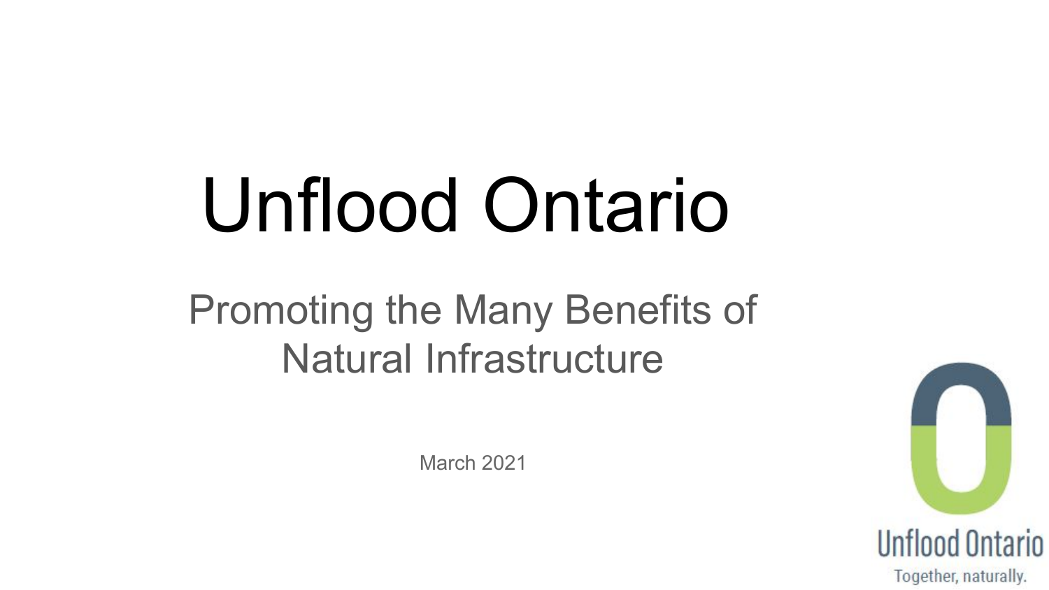# Unflood Ontario

## Promoting the Many Benefits of Natural Infrastructure

March 2021

Unflood Ontario

Together, naturally.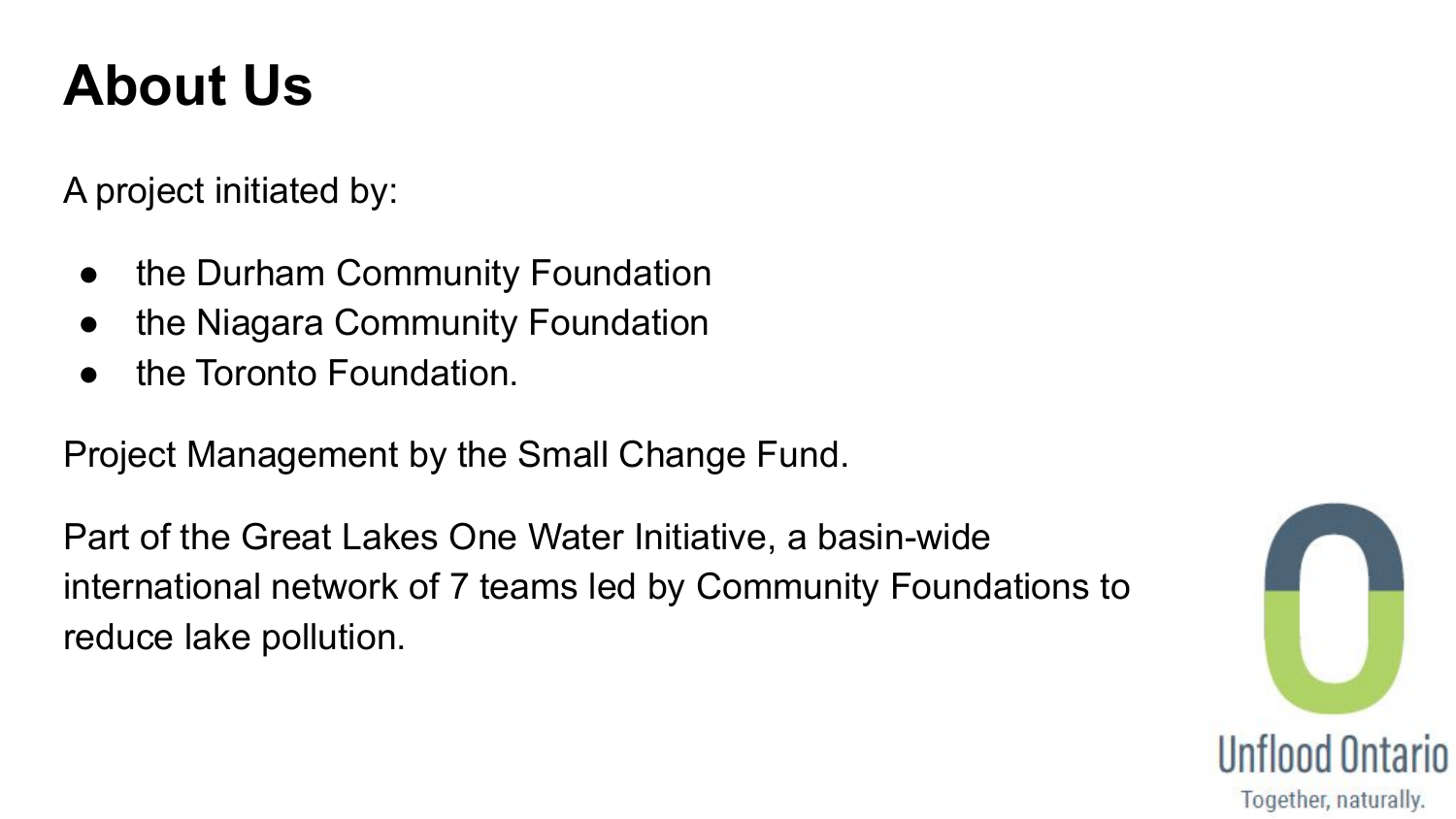# About Us

A project initiated by:

- the Durham Community Foundation
- the Niagara Community Foundation
- the Toronto Foundation.

Project Management by the Small Change Fund.

Part of the Great Lakes One Water Initiative, a basin-wide international network of 7 teams led by Community Foundations to reduce lake pollution.

Unflood Ontario

Together, naturally.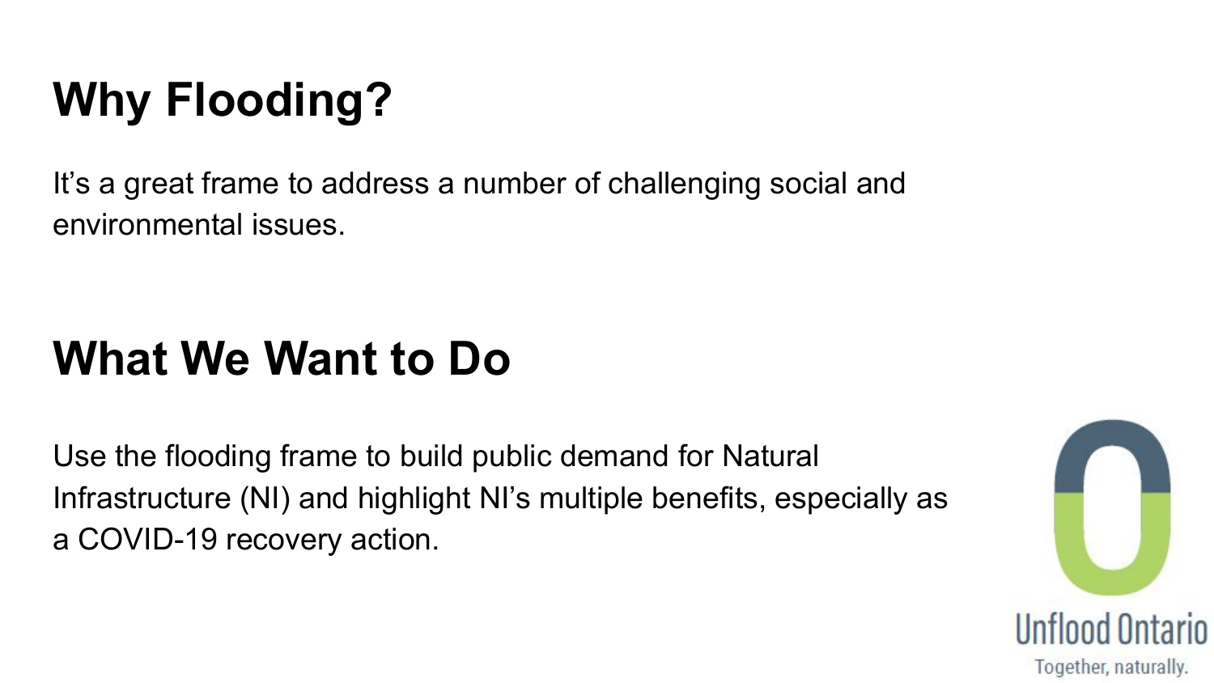## Why Flooding?

It's a great frame to address a number of challenging social and environmental issues.

## What We Want to Do

Use the flooding frame to build public demand for Natural Infrastructure (NI) and highlight NI's multiple benefits, especially as a COVID-19 recovery action.

Unflood Ontario
Together, naturally.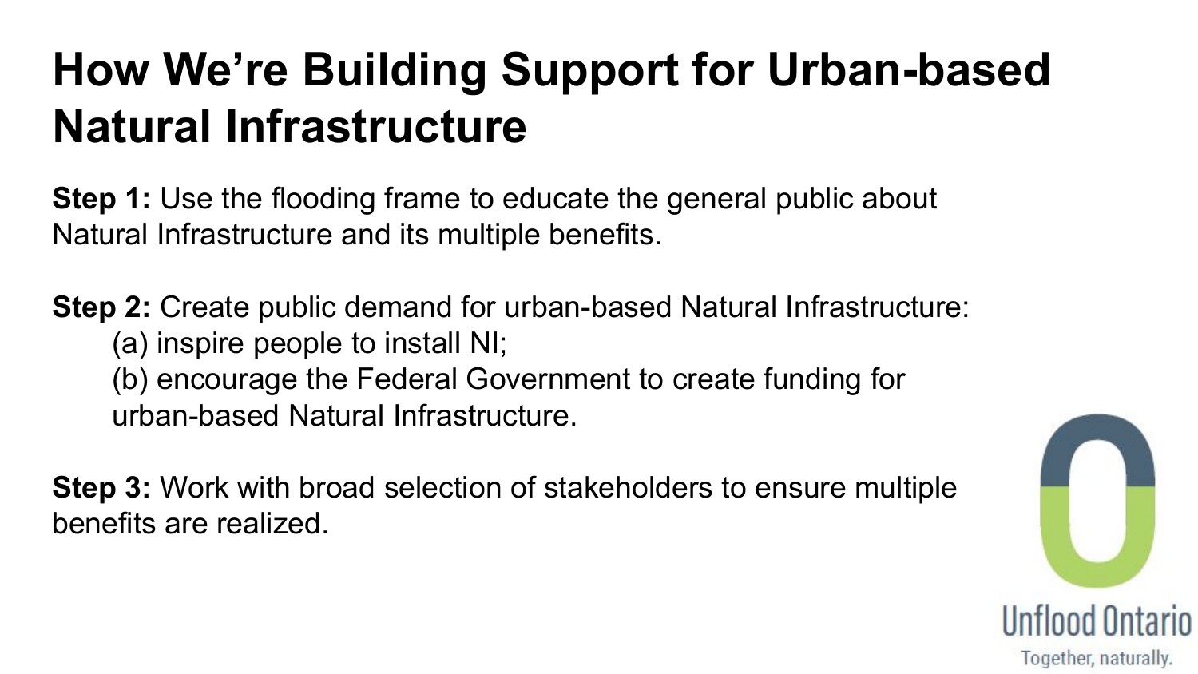# How We're Building Support for Urban-based Natural Infrastructure

**Step 1:** Use the flooding frame to educate the general public about Natural Infrastructure and its multiple benefits.

**Step 2:** Create public demand for urban-based Natural Infrastructure:

(a) inspire people to install NI;

(b) encourage the Federal Government to create funding for urban-based Natural Infrastructure.

**Step 3:** Work with broad selection of stakeholders to ensure multiple benefits are realized.

Unflood Ontario

Together, naturally.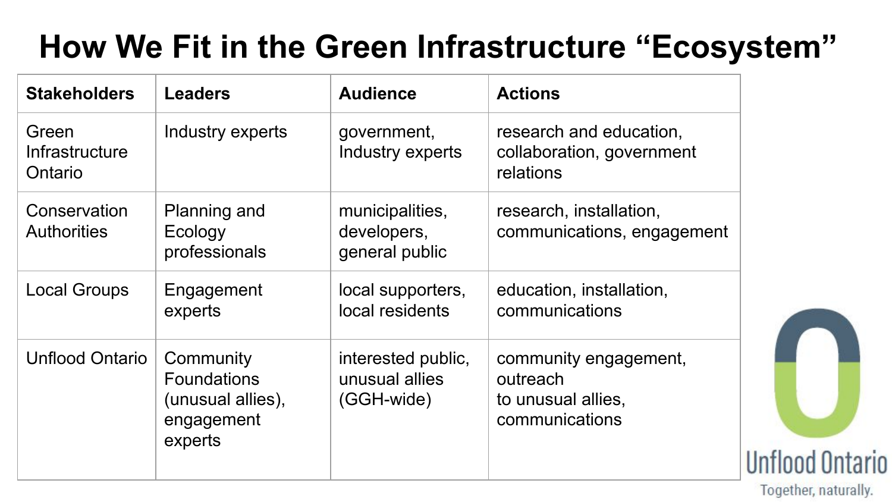# How We Fit in the Green Infrastructure "Ecosystem"

| Stakeholders | Leaders | Audience | Actions |
|---|---|---|---|
| Green Infrastructure Ontario | Industry experts | government, Industry experts | research and education, collaboration, government relations |
| Conservation Authorities | Planning and Ecology professionals | municipalities, developers, general public | research, installation, communications, engagement |
| Local Groups | Engagement experts | local supporters, local residents | education, installation, communications |
| Unflood Ontario | Community Foundations (unusual allies), engagement experts | interested public, unusual allies (GGH-wide) | community engagement, outreach to unusual allies, communications |

Unflood Ontario
Together, naturally.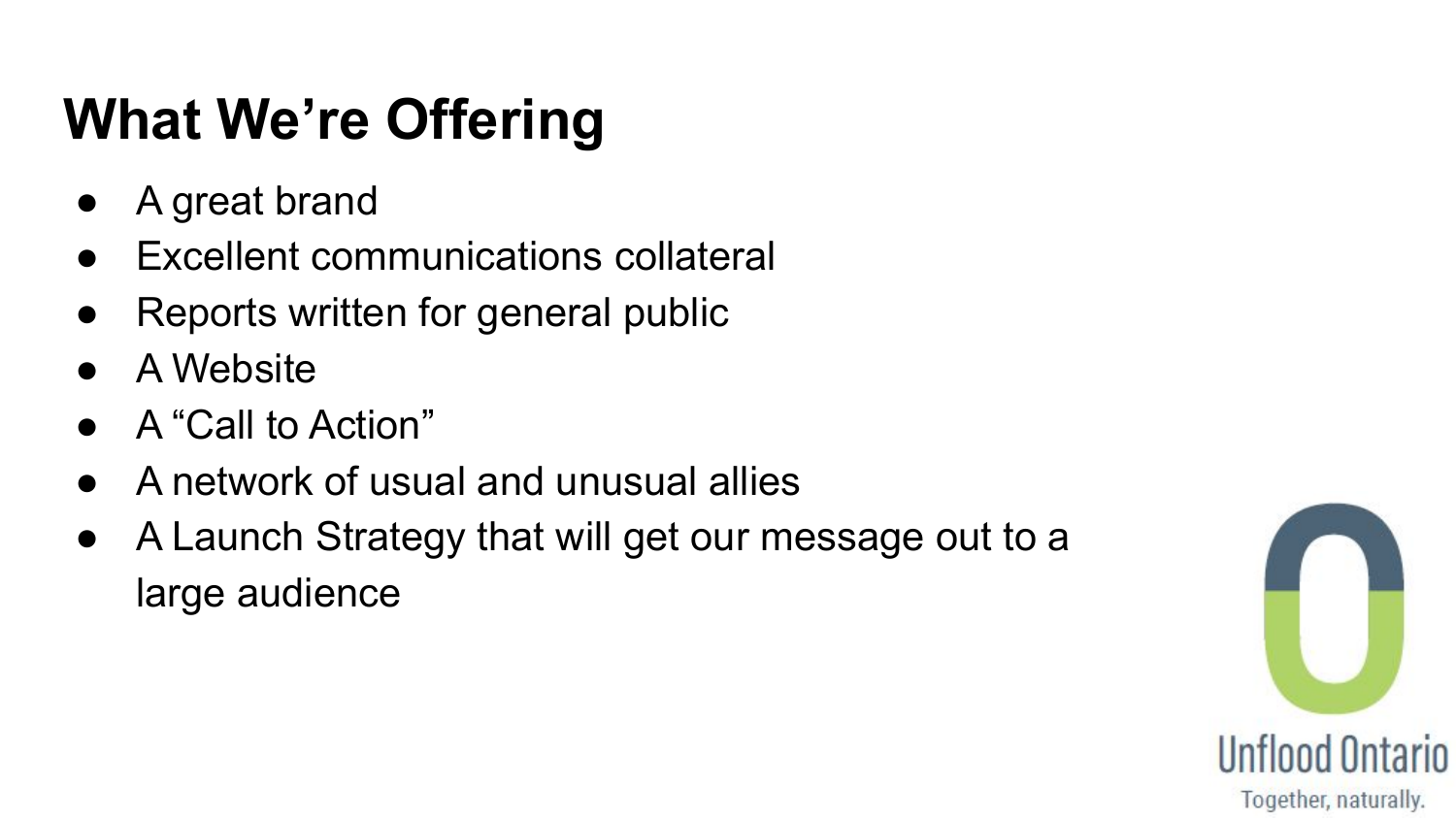# What We're Offering

- A great brand
- Excellent communications collateral
- Reports written for general public
- A Website
- A "Call to Action"
- A network of usual and unusual allies
- A Launch Strategy that will get our message out to a large audience

Unflood Ontario

Together, naturally.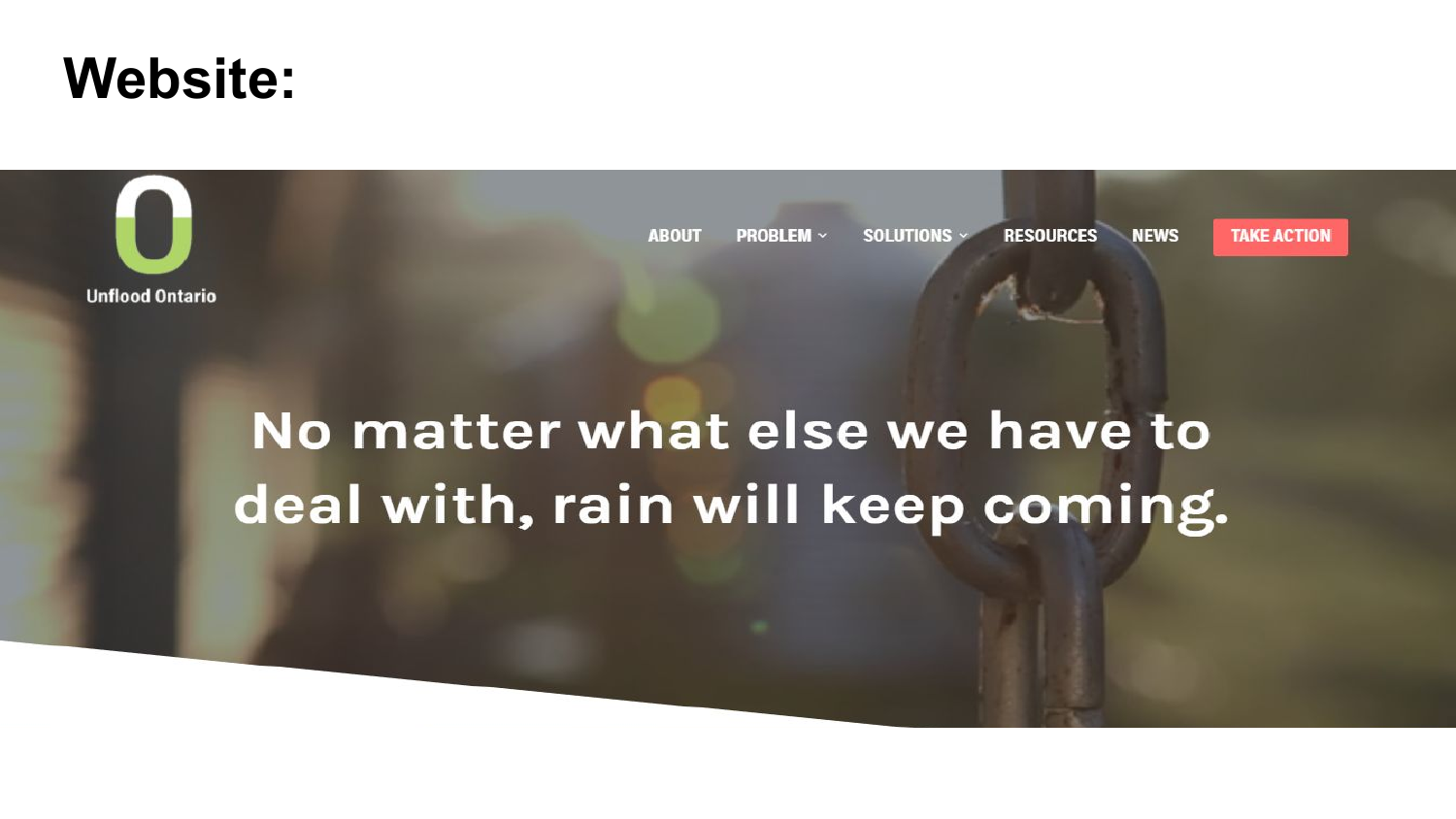# Website:

Unflood Ontario

ABOUT PROBLEM SOLUTIONS RESOURCES NEWS TAKE ACTION

No matter what else we have to deal with, rain will keep coming.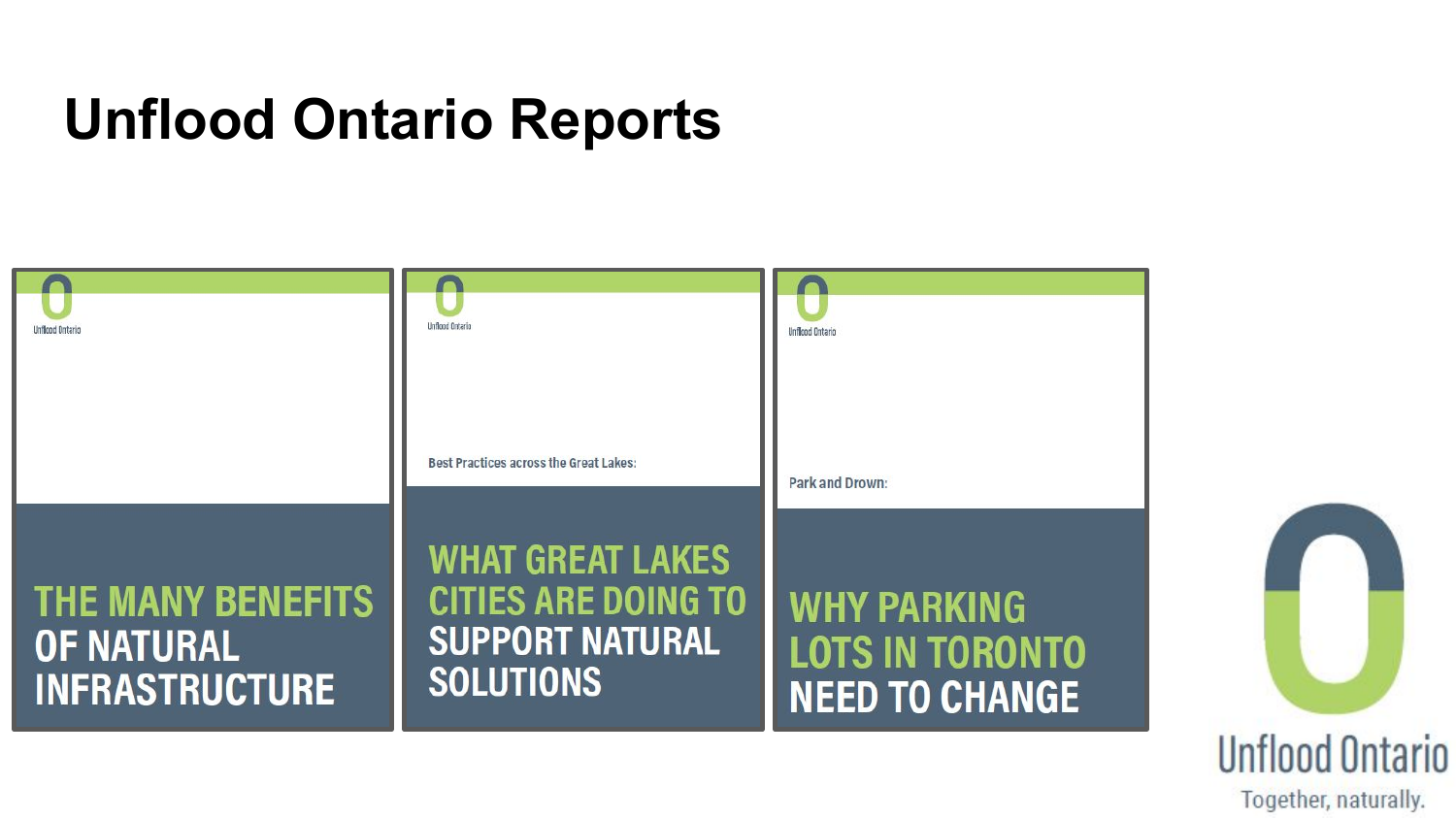# Unflood Ontario Reports

Unflood Ontario

**THE MANY BENEFITS OF NATURAL INFRASTRUCTURE**

Unflood Ontario

Best Practices across the Great Lakes:

**WHAT GREAT LAKES CITIES ARE DOING TO SUPPORT NATURAL SOLUTIONS**

Unflood Ontario

Park and Drown:

**WHY PARKING LOTS IN TORONTO NEED TO CHANGE**

Unflood Ontario

Together, naturally.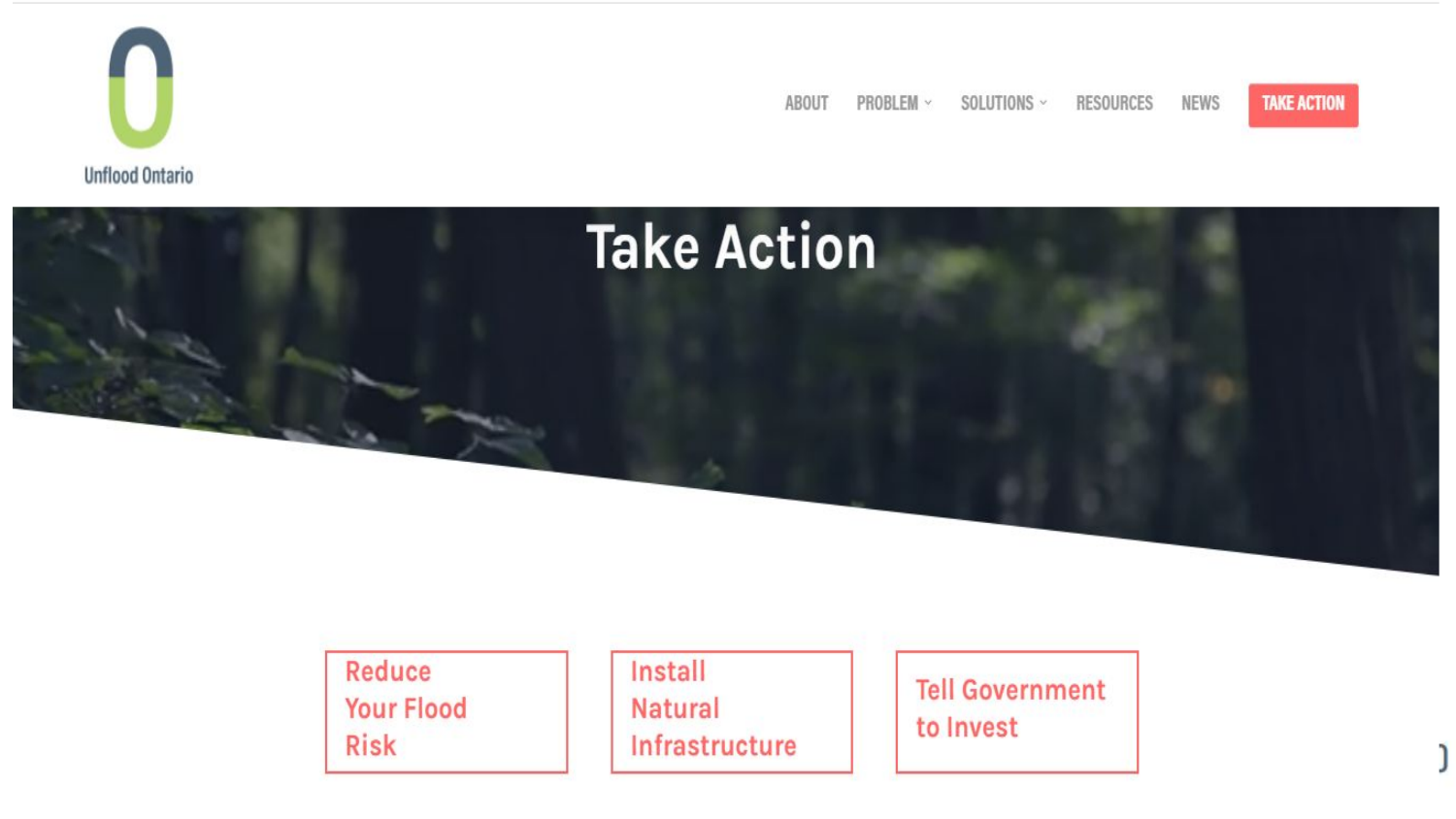Unflood Ontario

ABOUT PROBLEM SOLUTIONS RESOURCES NEWS TAKE ACTION

# Take Action

Reduce Your Flood Risk

Install Natural Infrastructure

Tell Government to Invest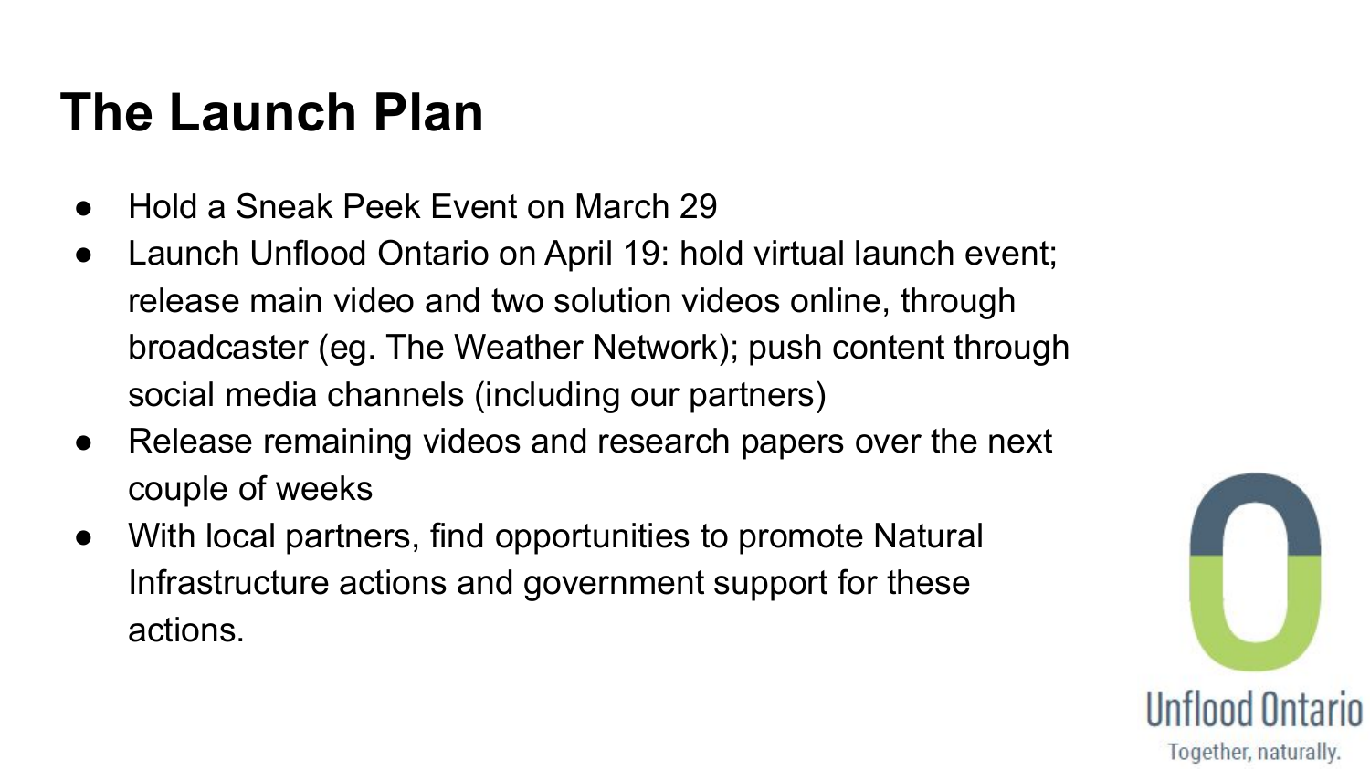# The Launch Plan

- Hold a Sneak Peek Event on March 29
- Launch Unflood Ontario on April 19: hold virtual launch event; release main video and two solution videos online, through broadcaster (eg. The Weather Network); push content through social media channels (including our partners)
- Release remaining videos and research papers over the next couple of weeks
- With local partners, find opportunities to promote Natural Infrastructure actions and government support for these actions.

Unflood Ontario

Together, naturally.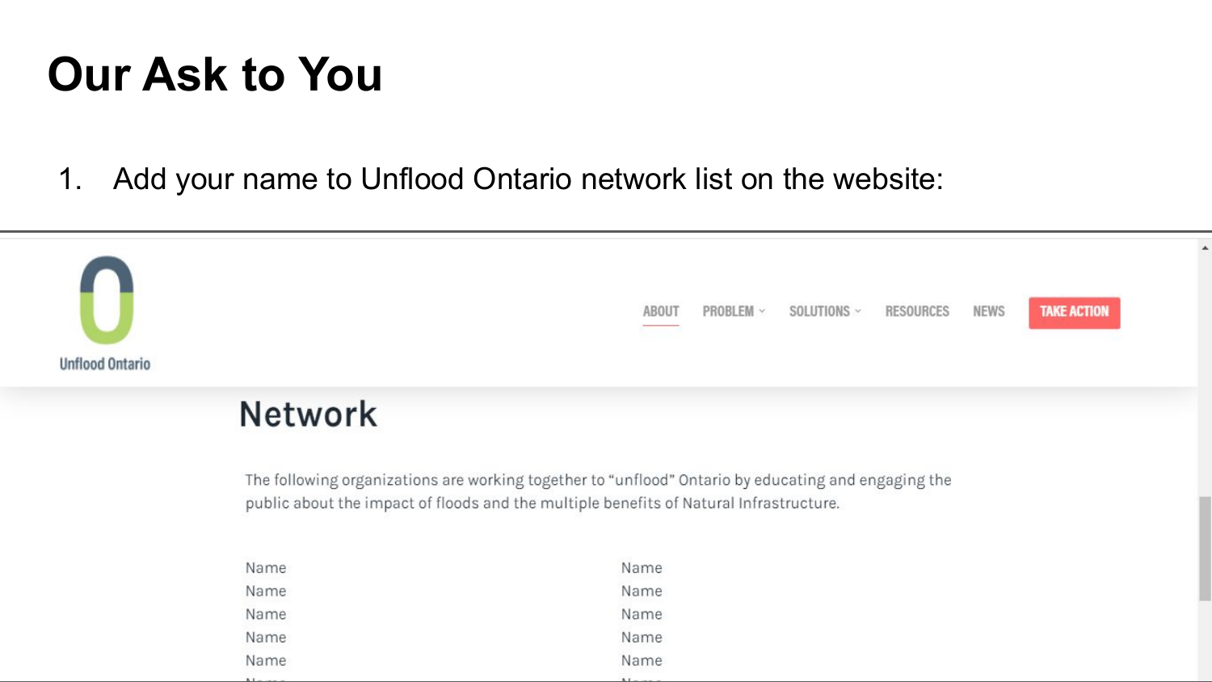# Our Ask to You

1. Add your name to Unflood Ontario network list on the website:

Unflood Ontario

ABOUT PROBLEM SOLUTIONS RESOURCES NEWS TAKE ACTION

## Network

The following organizations are working together to "unflood" Ontario by educating and engaging the public about the impact of floods and the multiple benefits of Natural Infrastructure.

| | |
|---|---|
| Name | Name |
| Name | Name |
| Name | Name |
| Name | Name |
| Name | Name |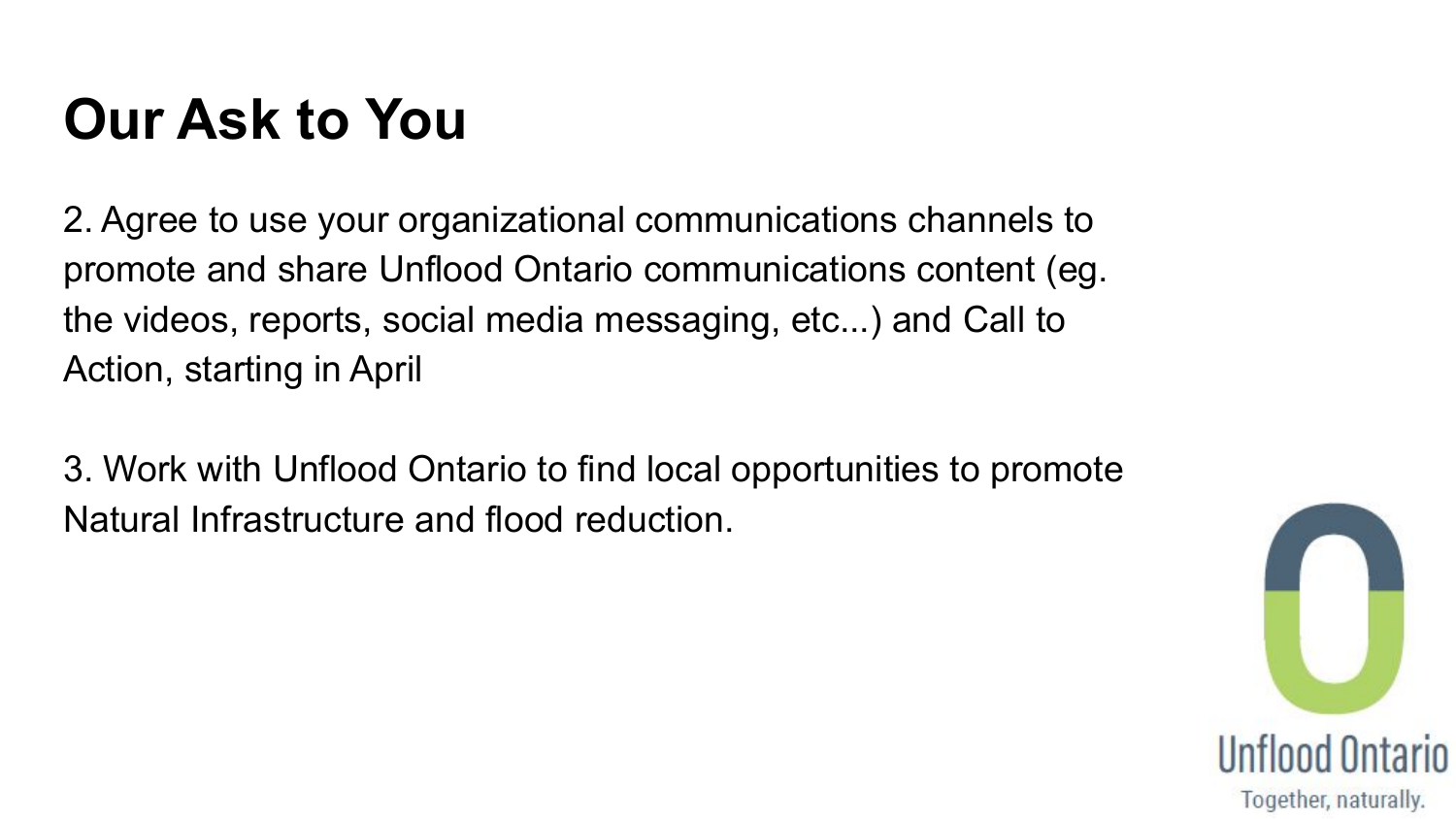# Our Ask to You

2. Agree to use your organizational communications channels to promote and share Unflood Ontario communications content (eg. the videos, reports, social media messaging, etc...) and Call to Action, starting in April

3. Work with Unflood Ontario to find local opportunities to promote Natural Infrastructure and flood reduction.

Unflood Ontario

Together, naturally.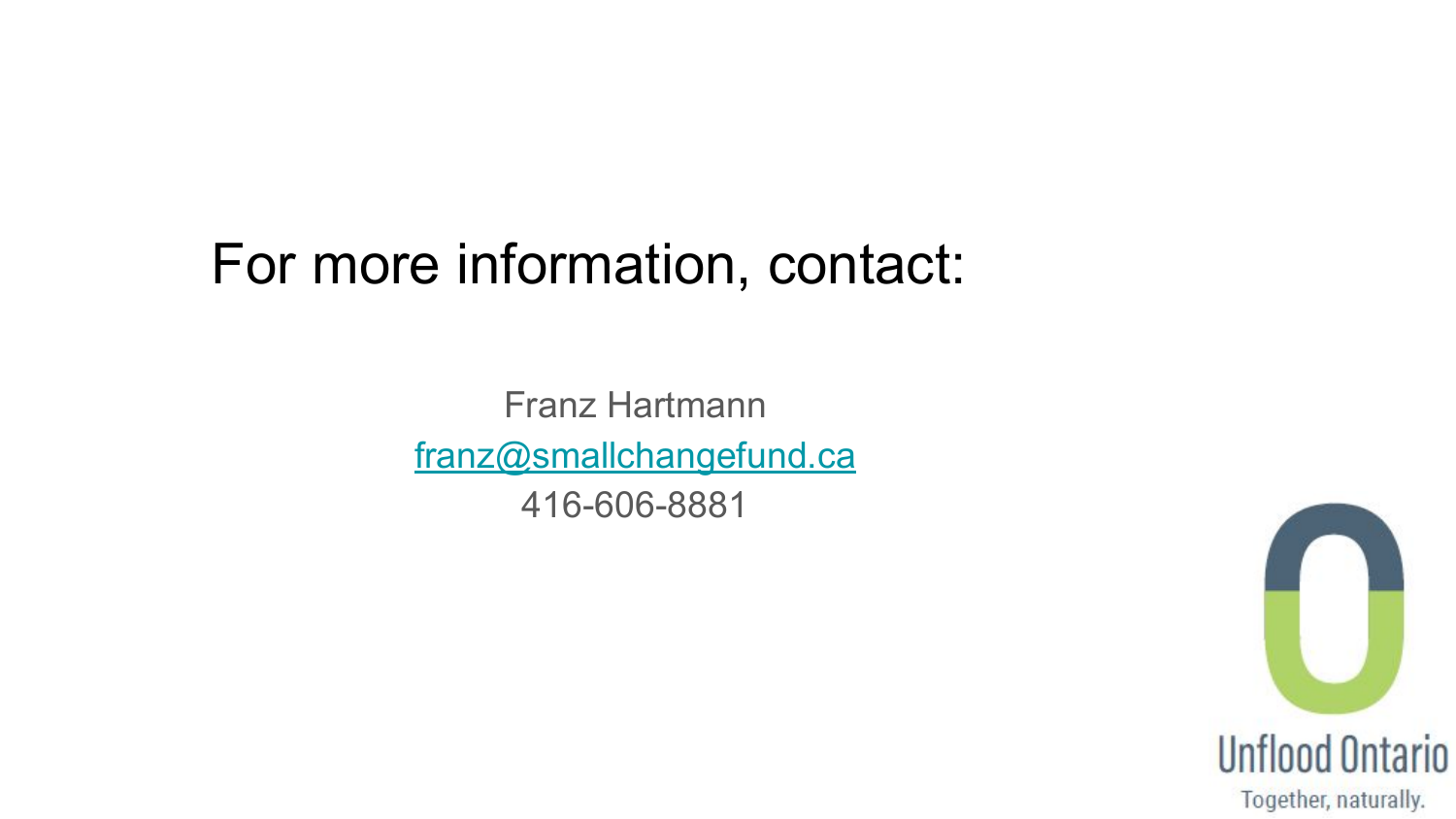# For more information, contact:

Franz Hartmann
franz@smallchangefund.ca
416-606-8881

Unflood Ontario
Together, naturally.